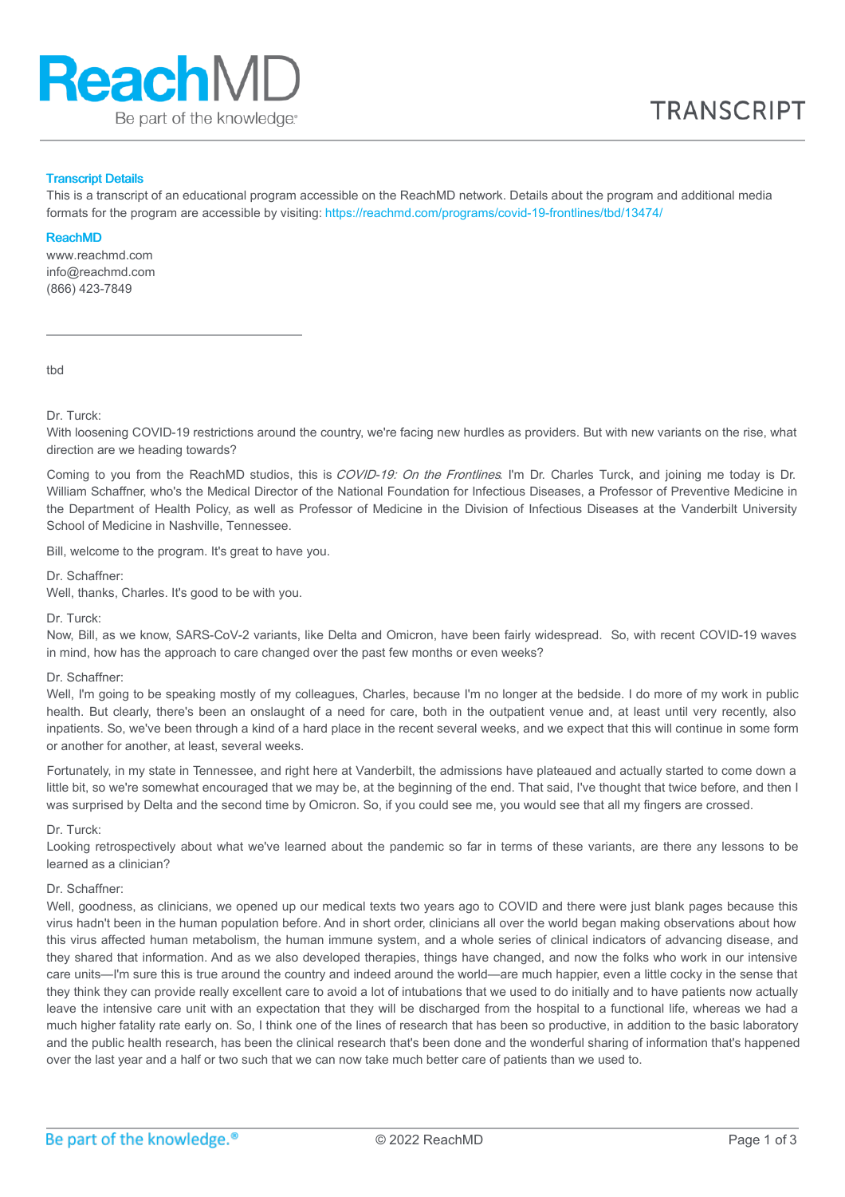# ReachMD

Be part of the knowledge.®

TRANSCRIPT

### Transcript Details

This is a transcript of an educational program accessible on the ReachMD network. Details about the program and additional media formats for the program are accessible by visiting: https://reachmd.com/programs/covid-19-frontlines/tbd/13474/

### ReachMD

www.reachmd.com
info@reachmd.com
(866) 423-7849

---

tbd

Dr. Turck:
With loosening COVID-19 restrictions around the country, we're facing new hurdles as providers. But with new variants on the rise, what direction are we heading towards?

Coming to you from the ReachMD studios, this is *COVID-19: On the Frontlines*. I'm Dr. Charles Turck, and joining me today is Dr. William Schaffner, who's the Medical Director of the National Foundation for Infectious Diseases, a Professor of Preventive Medicine in the Department of Health Policy, as well as Professor of Medicine in the Division of Infectious Diseases at the Vanderbilt University School of Medicine in Nashville, Tennessee.

Bill, welcome to the program. It's great to have you.

Dr. Schaffner:
Well, thanks, Charles. It's good to be with you.

Dr. Turck:
Now, Bill, as we know, SARS-CoV-2 variants, like Delta and Omicron, have been fairly widespread. So, with recent COVID-19 waves in mind, how has the approach to care changed over the past few months or even weeks?

Dr. Schaffner:
Well, I'm going to be speaking mostly of my colleagues, Charles, because I'm no longer at the bedside. I do more of my work in public health. But clearly, there's been an onslaught of a need for care, both in the outpatient venue and, at least until very recently, also inpatients. So, we've been through a kind of a hard place in the recent several weeks, and we expect that this will continue in some form or another for another, at least, several weeks.

Fortunately, in my state in Tennessee, and right here at Vanderbilt, the admissions have plateaued and actually started to come down a little bit, so we're somewhat encouraged that we may be, at the beginning of the end. That said, I've thought that twice before, and then I was surprised by Delta and the second time by Omicron. So, if you could see me, you would see that all my fingers are crossed.

Dr. Turck:
Looking retrospectively about what we've learned about the pandemic so far in terms of these variants, are there any lessons to be learned as a clinician?

Dr. Schaffner:
Well, goodness, as clinicians, we opened up our medical texts two years ago to COVID and there were just blank pages because this virus hadn't been in the human population before. And in short order, clinicians all over the world began making observations about how this virus affected human metabolism, the human immune system, and a whole series of clinical indicators of advancing disease, and they shared that information. And as we also developed therapies, things have changed, and now the folks who work in our intensive care units—I'm sure this is true around the country and indeed around the world—are much happier, even a little cocky in the sense that they think they can provide really excellent care to avoid a lot of intubations that we used to do initially and to have patients now actually leave the intensive care unit with an expectation that they will be discharged from the hospital to a functional life, whereas we had a much higher fatality rate early on. So, I think one of the lines of research that has been so productive, in addition to the basic laboratory and the public health research, has been the clinical research that's been done and the wonderful sharing of information that's happened over the last year and a half or two such that we can now take much better care of patients than we used to.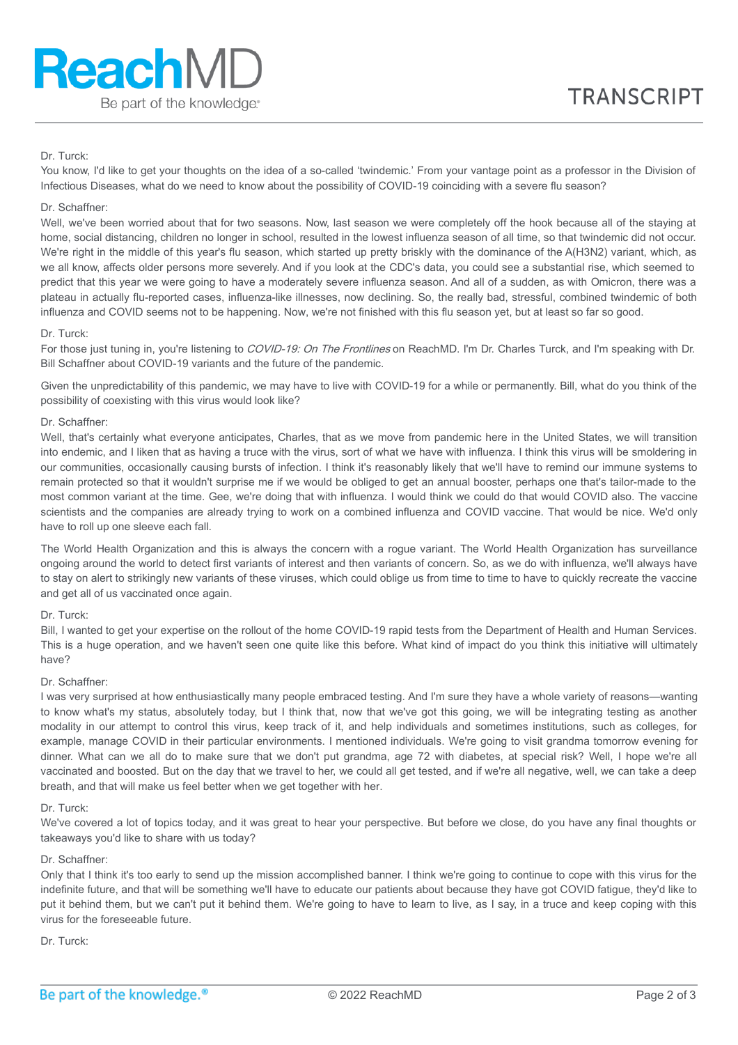Dr. Turck:

You know, I'd like to get your thoughts on the idea of a so-called 'twindemic.' From your vantage point as a professor in the Division of Infectious Diseases, what do we need to know about the possibility of COVID-19 coinciding with a severe flu season?

Dr. Schaffner:

Well, we've been worried about that for two seasons. Now, last season we were completely off the hook because all of the staying at home, social distancing, children no longer in school, resulted in the lowest influenza season of all time, so that twindemic did not occur. We're right in the middle of this year's flu season, which started up pretty briskly with the dominance of the A(H3N2) variant, which, as we all know, affects older persons more severely. And if you look at the CDC's data, you could see a substantial rise, which seemed to predict that this year we were going to have a moderately severe influenza season. And all of a sudden, as with Omicron, there was a plateau in actually flu-reported cases, influenza-like illnesses, now declining. So, the really bad, stressful, combined twindemic of both influenza and COVID seems not to be happening. Now, we're not finished with this flu season yet, but at least so far so good.

Dr. Turck:

For those just tuning in, you're listening to *COVID-19: On The Frontlines* on ReachMD. I'm Dr. Charles Turck, and I'm speaking with Dr. Bill Schaffner about COVID-19 variants and the future of the pandemic.

Given the unpredictability of this pandemic, we may have to live with COVID-19 for a while or permanently. Bill, what do you think of the possibility of coexisting with this virus would look like?

Dr. Schaffner:

Well, that's certainly what everyone anticipates, Charles, that as we move from pandemic here in the United States, we will transition into endemic, and I liken that as having a truce with the virus, sort of what we have with influenza. I think this virus will be smoldering in our communities, occasionally causing bursts of infection. I think it's reasonably likely that we'll have to remind our immune systems to remain protected so that it wouldn't surprise me if we would be obliged to get an annual booster, perhaps one that's tailor-made to the most common variant at the time. Gee, we're doing that with influenza. I would think we could do that would COVID also. The vaccine scientists and the companies are already trying to work on a combined influenza and COVID vaccine. That would be nice. We'd only have to roll up one sleeve each fall.

The World Health Organization and this is always the concern with a rogue variant. The World Health Organization has surveillance ongoing around the world to detect first variants of interest and then variants of concern. So, as we do with influenza, we'll always have to stay on alert to strikingly new variants of these viruses, which could oblige us from time to time to have to quickly recreate the vaccine and get all of us vaccinated once again.

Dr. Turck:

Bill, I wanted to get your expertise on the rollout of the home COVID-19 rapid tests from the Department of Health and Human Services. This is a huge operation, and we haven't seen one quite like this before. What kind of impact do you think this initiative will ultimately have?

Dr. Schaffner:

I was very surprised at how enthusiastically many people embraced testing. And I'm sure they have a whole variety of reasons—wanting to know what's my status, absolutely today, but I think that, now that we've got this going, we will be integrating testing as another modality in our attempt to control this virus, keep track of it, and help individuals and sometimes institutions, such as colleges, for example, manage COVID in their particular environments. I mentioned individuals. We're going to visit grandma tomorrow evening for dinner. What can we all do to make sure that we don't put grandma, age 72 with diabetes, at special risk? Well, I hope we're all vaccinated and boosted. But on the day that we travel to her, we could all get tested, and if we're all negative, well, we can take a deep breath, and that will make us feel better when we get together with her.

Dr. Turck:

We've covered a lot of topics today, and it was great to hear your perspective. But before we close, do you have any final thoughts or takeaways you'd like to share with us today?

Dr. Schaffner:

Only that I think it's too early to send up the mission accomplished banner. I think we're going to continue to cope with this virus for the indefinite future, and that will be something we'll have to educate our patients about because they have got COVID fatigue, they'd like to put it behind them, but we can't put it behind them. We're going to have to learn to live, as I say, in a truce and keep coping with this virus for the foreseeable future.

Dr. Turck: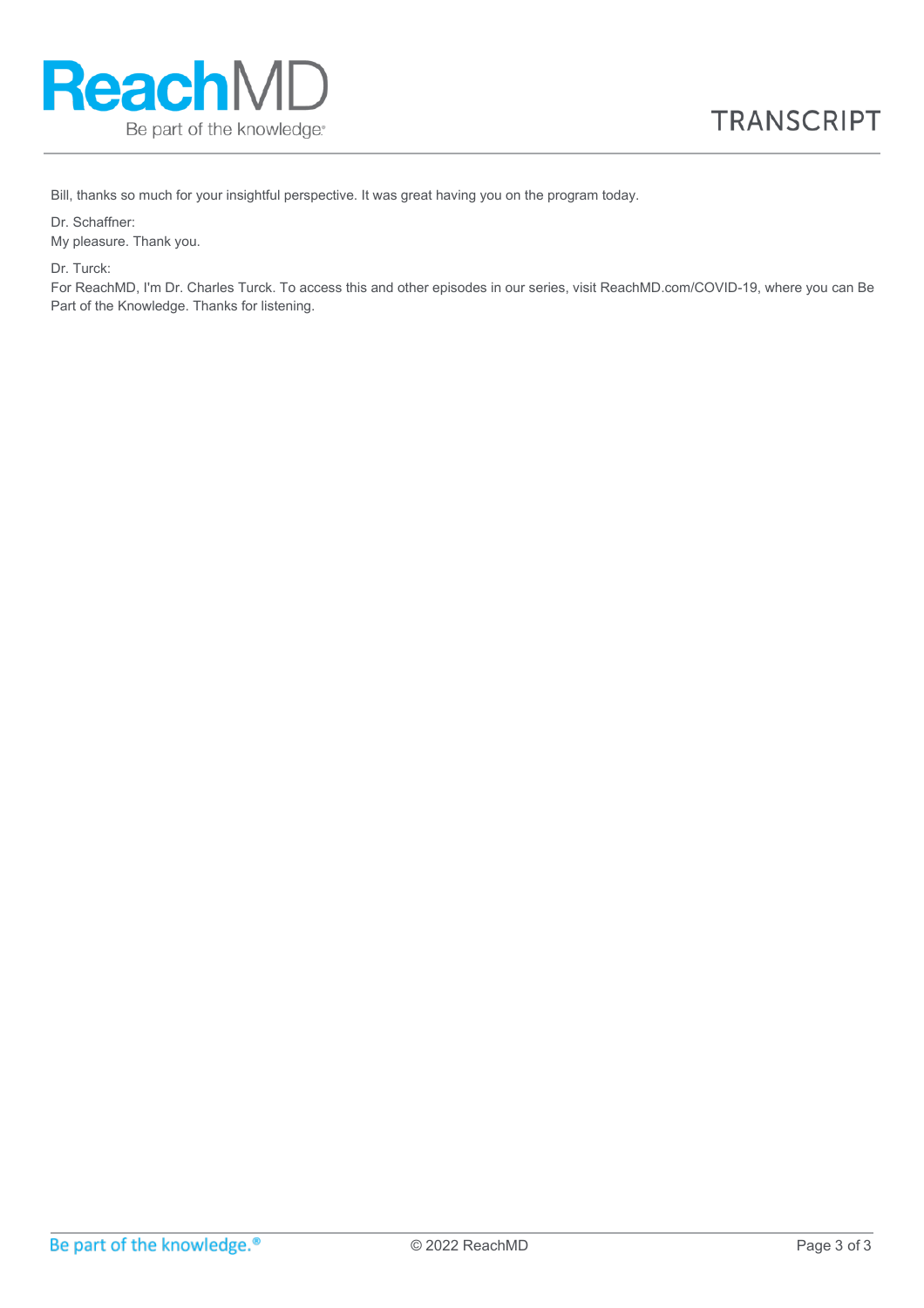Bill, thanks so much for your insightful perspective. It was great having you on the program today.

Dr. Schaffner:
My pleasure. Thank you.

Dr. Turck:
For ReachMD, I'm Dr. Charles Turck. To access this and other episodes in our series, visit ReachMD.com/COVID-19, where you can Be Part of the Knowledge. Thanks for listening.